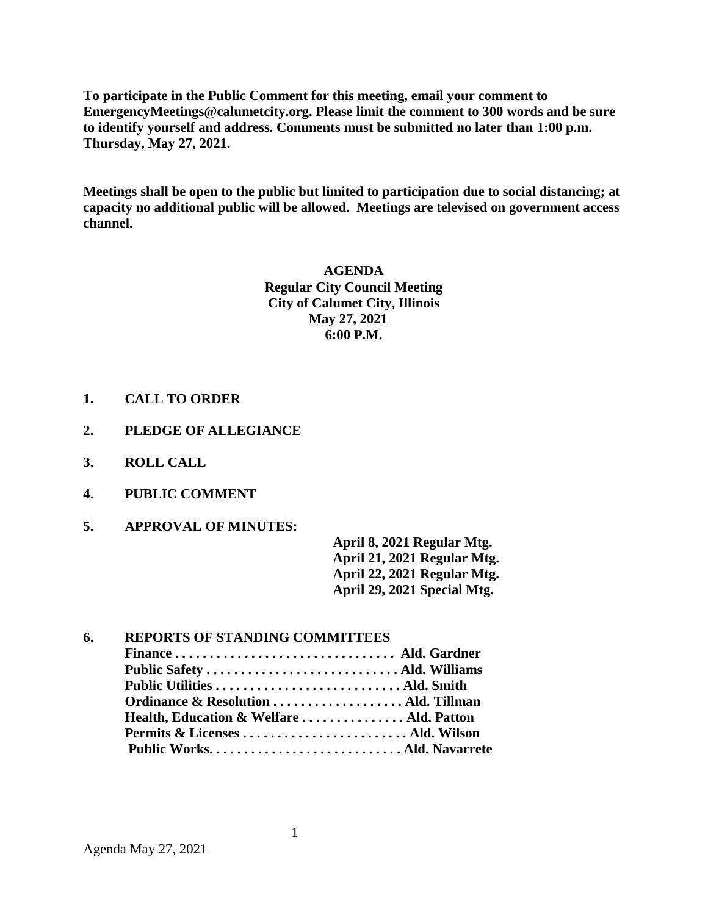**To participate in the Public Comment for this meeting, email your comment to EmergencyMeetings@calumetcity.org. Please limit the comment to 300 words and be sure to identify yourself and address. Comments must be submitted no later than 1:00 p.m. Thursday, May 27, 2021.**

**Meetings shall be open to the public but limited to participation due to social distancing; at capacity no additional public will be allowed. Meetings are televised on government access channel.**

**AGENDA**
**Regular City Council Meeting**
**City of Calumet City, Illinois**
**May 27, 2021**
**6:00 P.M.**

1. **CALL TO ORDER**
2. **PLEDGE OF ALLEGIANCE**
3. **ROLL CALL**
4. **PUBLIC COMMENT**
5. **APPROVAL OF MINUTES:**
   - **April 8, 2021 Regular Mtg.**
   - **April 21, 2021 Regular Mtg.**
   - **April 22, 2021 Regular Mtg.**
   - **April 29, 2021 Special Mtg.**
6. **REPORTS OF STANDING COMMITTEES**
   - **Finance . . . . . . . . . . . . . . . . . . . . . . . . . . . . . . . . Ald. Gardner**
   - **Public Safety . . . . . . . . . . . . . . . . . . . . . . . . . . . . Ald. Williams**
   - **Public Utilities . . . . . . . . . . . . . . . . . . . . . . . . . . . Ald. Smith**
   - **Ordinance & Resolution . . . . . . . . . . . . . . . . . . . Ald. Tillman**
   - **Health, Education & Welfare . . . . . . . . . . . . . . . Ald. Patton**
   - **Permits & Licenses . . . . . . . . . . . . . . . . . . . . . . . . Ald. Wilson**
   - **Public Works. . . . . . . . . . . . . . . . . . . . . . . . . . . . Ald. Navarrete**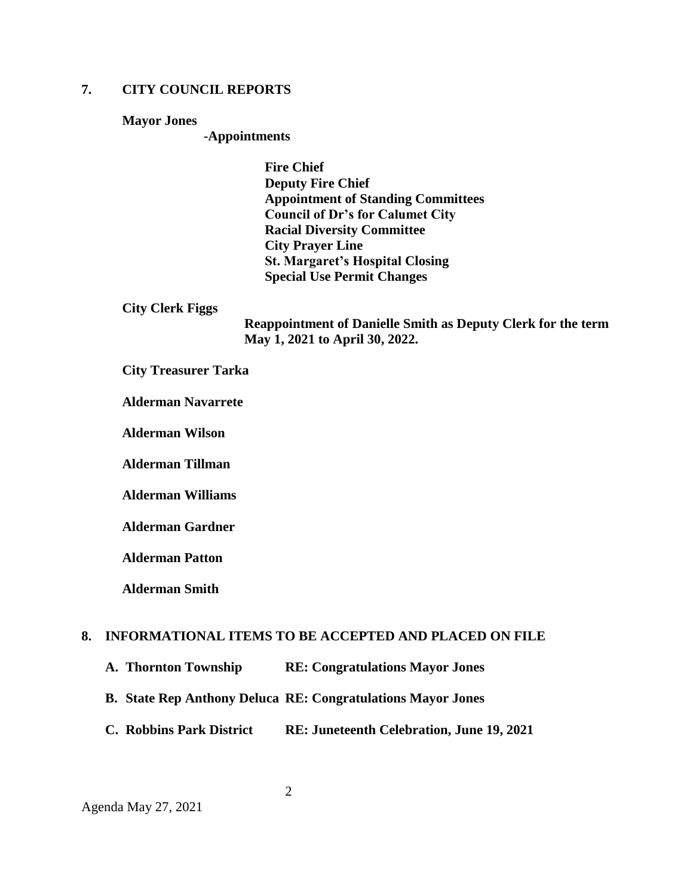## 7. CITY COUNCIL REPORTS

**Mayor Jones**

**-Appointments**

**Fire Chief**
**Deputy Fire Chief**
**Appointment of Standing Committees**
**Council of Dr's for Calumet City**
**Racial Diversity Committee**
**City Prayer Line**
**St. Margaret's Hospital Closing**
**Special Use Permit Changes**

**City Clerk Figgs**

**Reappointment of Danielle Smith as Deputy Clerk for the term May 1, 2021 to April 30, 2022.**

**City Treasurer Tarka**

**Alderman Navarrete**

**Alderman Wilson**

**Alderman Tillman**

**Alderman Williams**

**Alderman Gardner**

**Alderman Patton**

**Alderman Smith**

## 8. INFORMATIONAL ITEMS TO BE ACCEPTED AND PLACED ON FILE

**A. Thornton Township** **RE: Congratulations Mayor Jones**

**B. State Rep Anthony Deluca** **RE: Congratulations Mayor Jones**

**C. Robbins Park District** **RE: Juneteenth Celebration, June 19, 2021**

Agenda May 27, 2021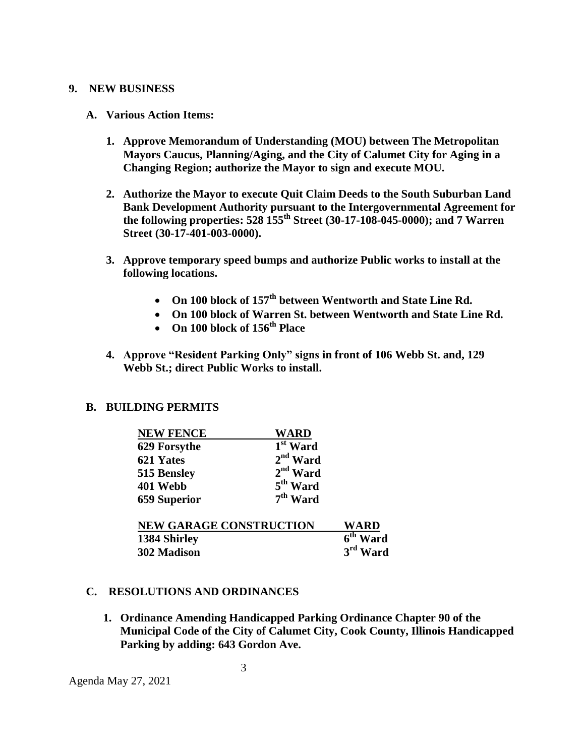## 9. NEW BUSINESS

### A. Various Action Items:

1. **Approve Memorandum of Understanding (MOU) between The Metropolitan Mayors Caucus, Planning/Aging, and the City of Calumet City for Aging in a Changing Region; authorize the Mayor to sign and execute MOU.**

2. **Authorize the Mayor to execute Quit Claim Deeds to the South Suburban Land Bank Development Authority pursuant to the Intergovernmental Agreement for the following properties: 528 155th Street (30-17-108-045-0000); and 7 Warren Street (30-17-401-003-0000).**

3. **Approve temporary speed bumps and authorize Public works to install at the following locations.**
   - **On 100 block of 157th between Wentworth and State Line Rd.**
   - **On 100 block of Warren St. between Wentworth and State Line Rd.**
   - **On 100 block of 156th Place**

4. **Approve "Resident Parking Only" signs in front of 106 Webb St. and, 129 Webb St.; direct Public Works to install.**

### B. BUILDING PERMITS

| NEW FENCE | WARD |
|---|---|
| 629 Forsythe | 1st Ward |
| 621 Yates | 2nd Ward |
| 515 Bensley | 2nd Ward |
| 401 Webb | 5th Ward |
| 659 Superior | 7th Ward |

| NEW GARAGE CONSTRUCTION | WARD |
|---|---|
| 1384 Shirley | 6th Ward |
| 302 Madison | 3rd Ward |

### C. RESOLUTIONS AND ORDINANCES

1. **Ordinance Amending Handicapped Parking Ordinance Chapter 90 of the Municipal Code of the City of Calumet City, Cook County, Illinois Handicapped Parking by adding: 643 Gordon Ave.**

Agenda May 27, 2021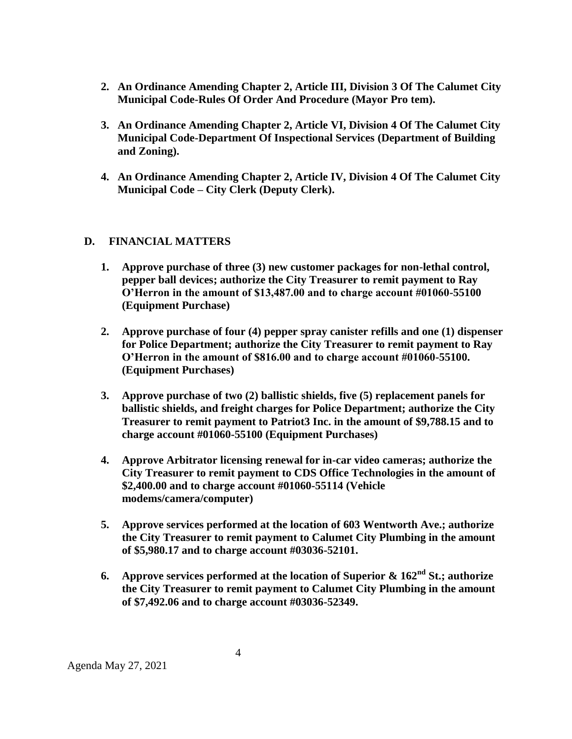2. **An Ordinance Amending Chapter 2, Article III, Division 3 Of The Calumet City Municipal Code-Rules Of Order And Procedure (Mayor Pro tem).**

3. **An Ordinance Amending Chapter 2, Article VI, Division 4 Of The Calumet City Municipal Code-Department Of Inspectional Services (Department of Building and Zoning).**

4. **An Ordinance Amending Chapter 2, Article IV, Division 4 Of The Calumet City Municipal Code – City Clerk (Deputy Clerk).**

## D. FINANCIAL MATTERS

1. **Approve purchase of three (3) new customer packages for non-lethal control, pepper ball devices; authorize the City Treasurer to remit payment to Ray O'Herron in the amount of $13,487.00 and to charge account #01060-55100 (Equipment Purchase)**

2. **Approve purchase of four (4) pepper spray canister refills and one (1) dispenser for Police Department; authorize the City Treasurer to remit payment to Ray O'Herron in the amount of $816.00 and to charge account #01060-55100. (Equipment Purchases)**

3. **Approve purchase of two (2) ballistic shields, five (5) replacement panels for ballistic shields, and freight charges for Police Department; authorize the City Treasurer to remit payment to Patriot3 Inc. in the amount of $9,788.15 and to charge account #01060-55100 (Equipment Purchases)**

4. **Approve Arbitrator licensing renewal for in-car video cameras; authorize the City Treasurer to remit payment to CDS Office Technologies in the amount of $2,400.00 and to charge account #01060-55114 (Vehicle modems/camera/computer)**

5. **Approve services performed at the location of 603 Wentworth Ave.; authorize the City Treasurer to remit payment to Calumet City Plumbing in the amount of $5,980.17 and to charge account #03036-52101.**

6. **Approve services performed at the location of Superior & 162nd St.; authorize the City Treasurer to remit payment to Calumet City Plumbing in the amount of $7,492.06 and to charge account #03036-52349.**

Agenda May 27, 2021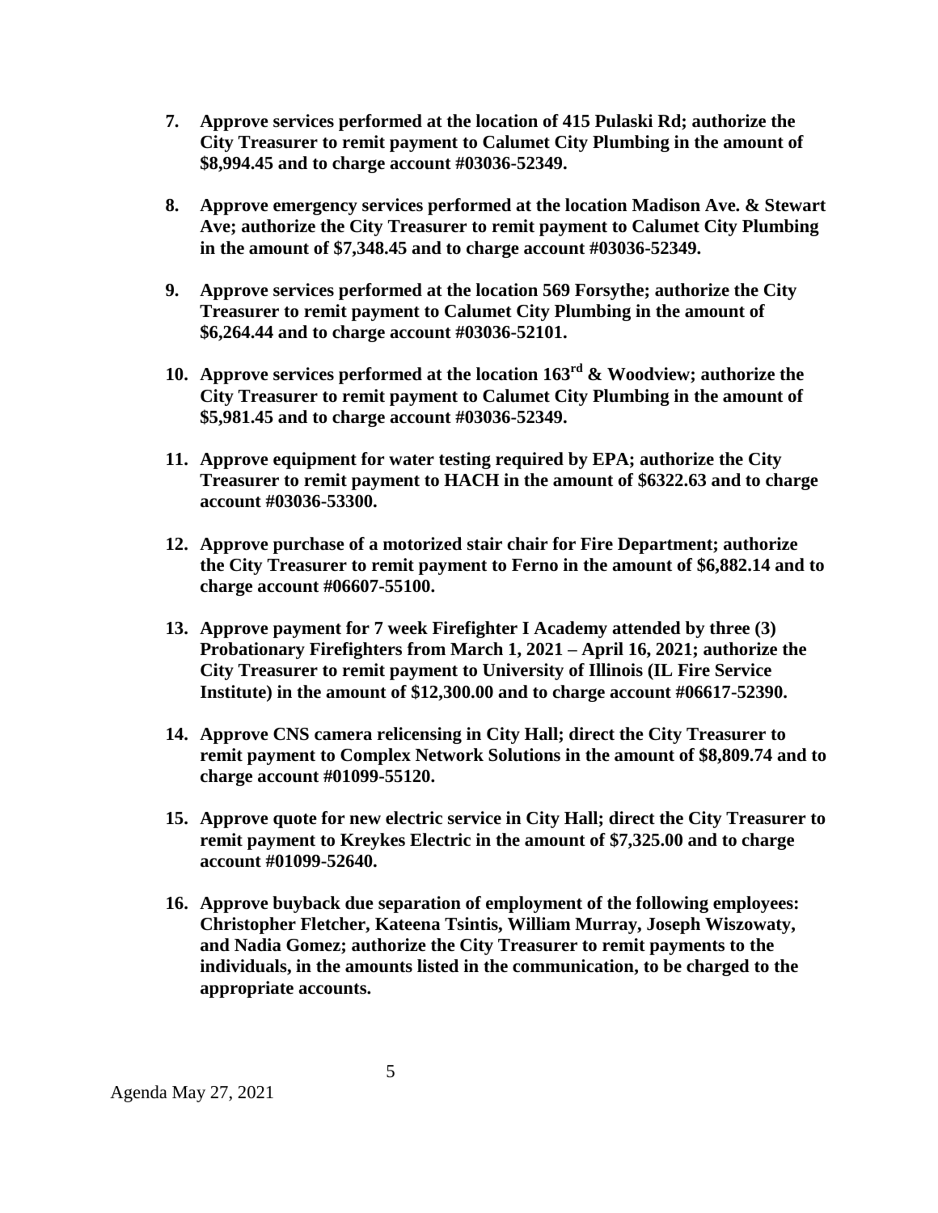7. **Approve services performed at the location of 415 Pulaski Rd; authorize the City Treasurer to remit payment to Calumet City Plumbing in the amount of $8,994.45 and to charge account #03036-52349.**

8. **Approve emergency services performed at the location Madison Ave. & Stewart Ave; authorize the City Treasurer to remit payment to Calumet City Plumbing in the amount of $7,348.45 and to charge account #03036-52349.**

9. **Approve services performed at the location 569 Forsythe; authorize the City Treasurer to remit payment to Calumet City Plumbing in the amount of $6,264.44 and to charge account #03036-52101.**

10. **Approve services performed at the location 163rd & Woodview; authorize the City Treasurer to remit payment to Calumet City Plumbing in the amount of $5,981.45 and to charge account #03036-52349.**

11. **Approve equipment for water testing required by EPA; authorize the City Treasurer to remit payment to HACH in the amount of $6322.63 and to charge account #03036-53300.**

12. **Approve purchase of a motorized stair chair for Fire Department; authorize the City Treasurer to remit payment to Ferno in the amount of $6,882.14 and to charge account #06607-55100.**

13. **Approve payment for 7 week Firefighter I Academy attended by three (3) Probationary Firefighters from March 1, 2021 – April 16, 2021; authorize the City Treasurer to remit payment to University of Illinois (IL Fire Service Institute) in the amount of $12,300.00 and to charge account #06617-52390.**

14. **Approve CNS camera relicensing in City Hall; direct the City Treasurer to remit payment to Complex Network Solutions in the amount of $8,809.74 and to charge account #01099-55120.**

15. **Approve quote for new electric service in City Hall; direct the City Treasurer to remit payment to Kreykes Electric in the amount of $7,325.00 and to charge account #01099-52640.**

16. **Approve buyback due separation of employment of the following employees: Christopher Fletcher, Kateena Tsintis, William Murray, Joseph Wiszowaty, and Nadia Gomez; authorize the City Treasurer to remit payments to the individuals, in the amounts listed in the communication, to be charged to the appropriate accounts.**

Agenda May 27, 2021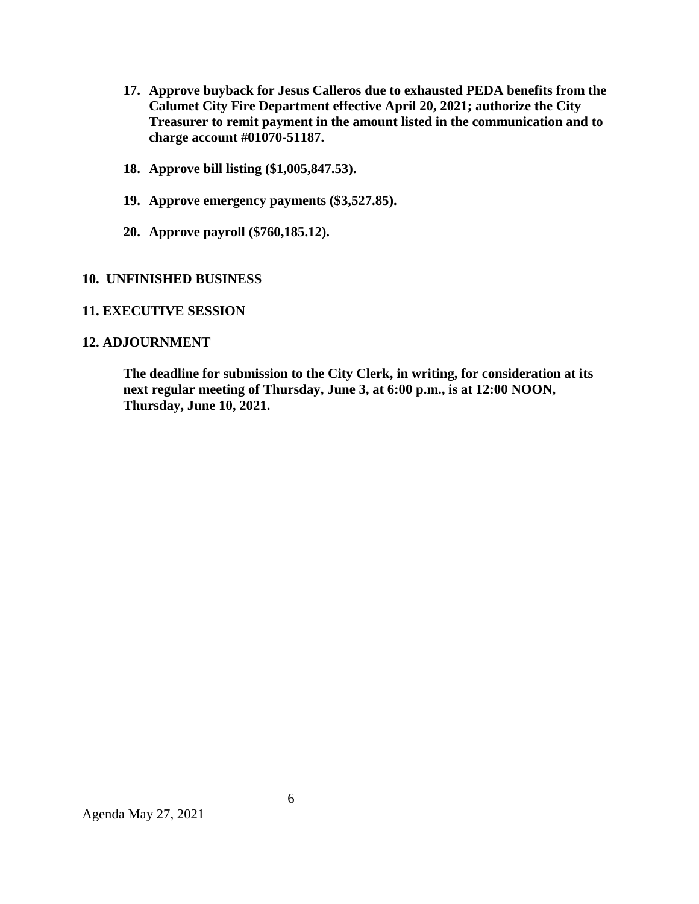17. **Approve buyback for Jesus Calleros due to exhausted PEDA benefits from the Calumet City Fire Department effective April 20, 2021; authorize the City Treasurer to remit payment in the amount listed in the communication and to charge account #01070-51187.**

18. **Approve bill listing ($1,005,847.53).**

19. **Approve emergency payments ($3,527.85).**

20. **Approve payroll ($760,185.12).**

## 10. UNFINISHED BUSINESS

## 11. EXECUTIVE SESSION

## 12. ADJOURNMENT

**The deadline for submission to the City Clerk, in writing, for consideration at its next regular meeting of Thursday, June 3, at 6:00 p.m., is at 12:00 NOON, Thursday, June 10, 2021.**